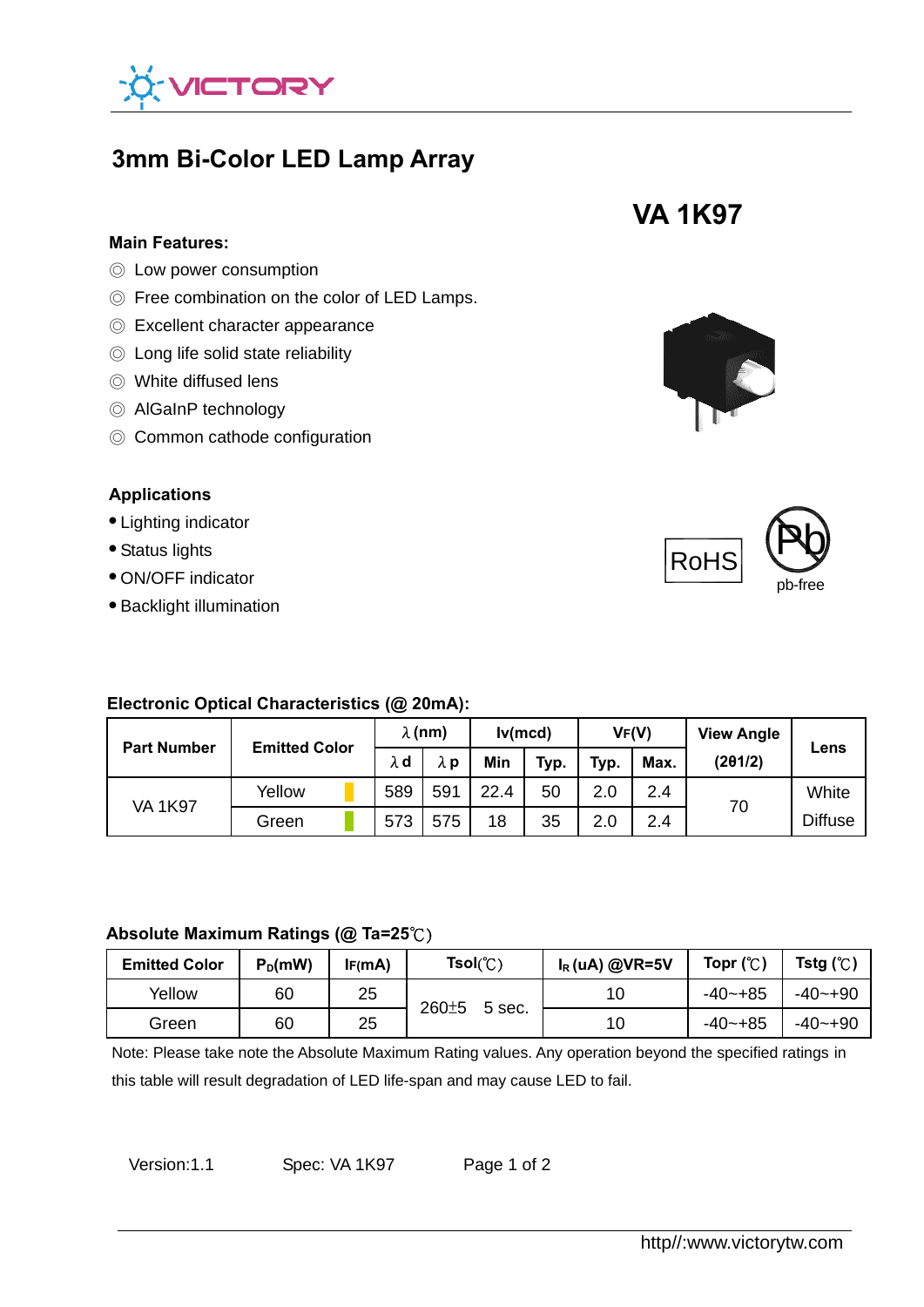VICTORY

# 3mm Bi-Color LED Lamp Array

## VA 1K97

### Main Features:

◎ Low power consumption
◎ Free combination on the color of LED Lamps.
◎ Excellent character appearance
◎ Long life solid state reliability
◎ White diffused lens
◎ AlGaInP technology
◎ Common cathode configuration

### Applications

- Lighting indicator
- Status lights
- ON/OFF indicator
- Backlight illumination

RoHS

Pb

pb-free

### Electronic Optical Characteristics (@ 20mA):

| Part Number | Emitted Color | λ (nm) | | Iv(mcd) | | VF(V) | | View Angle (2θ1/2) | Lens |
|---|---|---|---|---|---|---|---|---|---|
| | | λd | λp | Min | Typ. | Typ. | Max. | | |
| VA 1K97 | Yellow | 589 | 591 | 22.4 | 50 | 2.0 | 2.4 | 70 | White Diffuse |
| | Green | 573 | 575 | 18 | 35 | 2.0 | 2.4 | | |

### Absolute Maximum Ratings (@ Ta=25℃)

| Emitted Color | $P_D$(mW) | IF(mA) | Tsol(℃) | $I_R$ (uA) @VR=5V | Topr (℃) | Tstg (℃) |
|---|---|---|---|---|---|---|
| Yellow | 60 | 25 | 260±5 5 sec. | 10 | -40~+85 | -40~+90 |
| Green | 60 | 25 | | 10 | -40~+85 | -40~+90 |

Note: Please take note the Absolute Maximum Rating values. Any operation beyond the specified ratings in this table will result degradation of LED life-span and may cause LED to fail.

Version:1.1 Spec: VA 1K97

http//:www.victorytw.com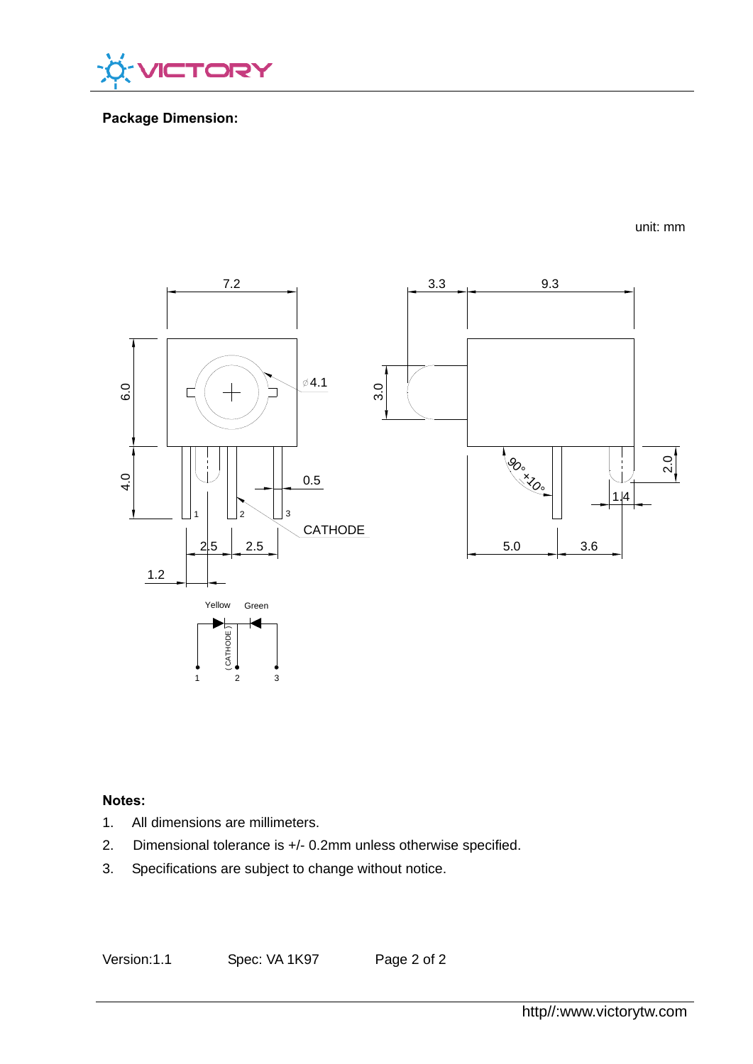**Package Dimension:**

unit: mm

7.2

6.0

4.0

⌀4.1

0.5

CATHODE

2.5

2.5

1.2

1

2

3

3.3

9.3

3.0

2.0

90°±10°

1.4

5.0

3.6

Yellow

Green

(CATHODE)

1

2

3

**Notes:**

1. All dimensions are millimeters.
2. Dimensional tolerance is +/- 0.2mm unless otherwise specified.
3. Specifications are subject to change without notice.

Version:1.1 Spec: VA 1K97